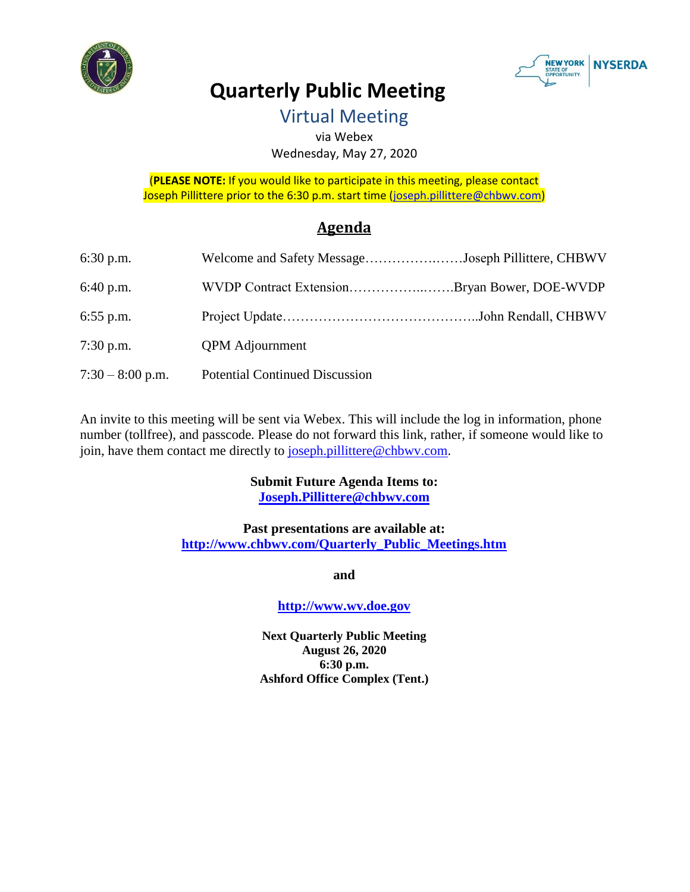# Quarterly Public Meeting

## Virtual Meeting

via Webex
Wednesday, May 27, 2020

(**PLEASE NOTE:** If you would like to participate in this meeting, please contact Joseph Pillittere prior to the 6:30 p.m. start time (joseph.pillittere@chbwv.com)

## Agenda

| | | |
|---|---|---|
| 6:30 p.m. | Welcome and Safety Message | Joseph Pillittere, CHBWV |
| 6:40 p.m. | WVDP Contract Extension | Bryan Bower, DOE-WVDP |
| 6:55 p.m. | Project Update | John Rendall, CHBWV |
| 7:30 p.m. | QPM Adjournment | |
| 7:30 – 8:00 p.m. | Potential Continued Discussion | |

An invite to this meeting will be sent via Webex. This will include the log in information, phone number (tollfree), and passcode. Please do not forward this link, rather, if someone would like to join, have them contact me directly to joseph.pillittere@chbwv.com.

**Submit Future Agenda Items to:**
**Joseph.Pillittere@chbwv.com**

**Past presentations are available at:**
**http://www.chbwv.com/Quarterly_Public_Meetings.htm**

**and**

**http://www.wv.doe.gov**

**Next Quarterly Public Meeting**
**August 26, 2020**
**6:30 p.m.**
**Ashford Office Complex (Tent.)**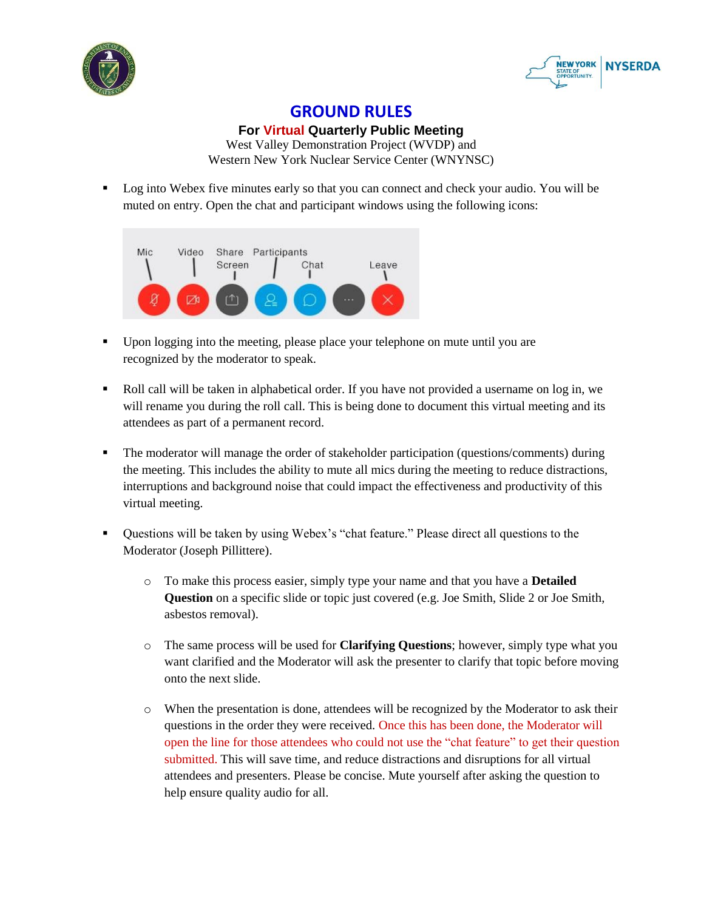# GROUND RULES

**For Virtual Quarterly Public Meeting**

West Valley Demonstration Project (WVDP) and
Western New York Nuclear Service Center (WNYNSC)

- Log into Webex five minutes early so that you can connect and check your audio. You will be muted on entry. Open the chat and participant windows using the following icons:

Mic | Video | Share Screen | Participants | Chat | Leave

- Upon logging into the meeting, please place your telephone on mute until you are recognized by the moderator to speak.

- Roll call will be taken in alphabetical order. If you have not provided a username on log in, we will rename you during the roll call. This is being done to document this virtual meeting and its attendees as part of a permanent record.

- The moderator will manage the order of stakeholder participation (questions/comments) during the meeting. This includes the ability to mute all mics during the meeting to reduce distractions, interruptions and background noise that could impact the effectiveness and productivity of this virtual meeting.

- Questions will be taken by using Webex's "chat feature." Please direct all questions to the Moderator (Joseph Pillittere).

    - To make this process easier, simply type your name and that you have a **Detailed Question** on a specific slide or topic just covered (e.g. Joe Smith, Slide 2 or Joe Smith, asbestos removal).

    - The same process will be used for **Clarifying Questions**; however, simply type what you want clarified and the Moderator will ask the presenter to clarify that topic before moving onto the next slide.

    - When the presentation is done, attendees will be recognized by the Moderator to ask their questions in the order they were received. Once this has been done, the Moderator will open the line for those attendees who could not use the "chat feature" to get their question submitted. This will save time, and reduce distractions and disruptions for all virtual attendees and presenters. Please be concise. Mute yourself after asking the question to help ensure quality audio for all.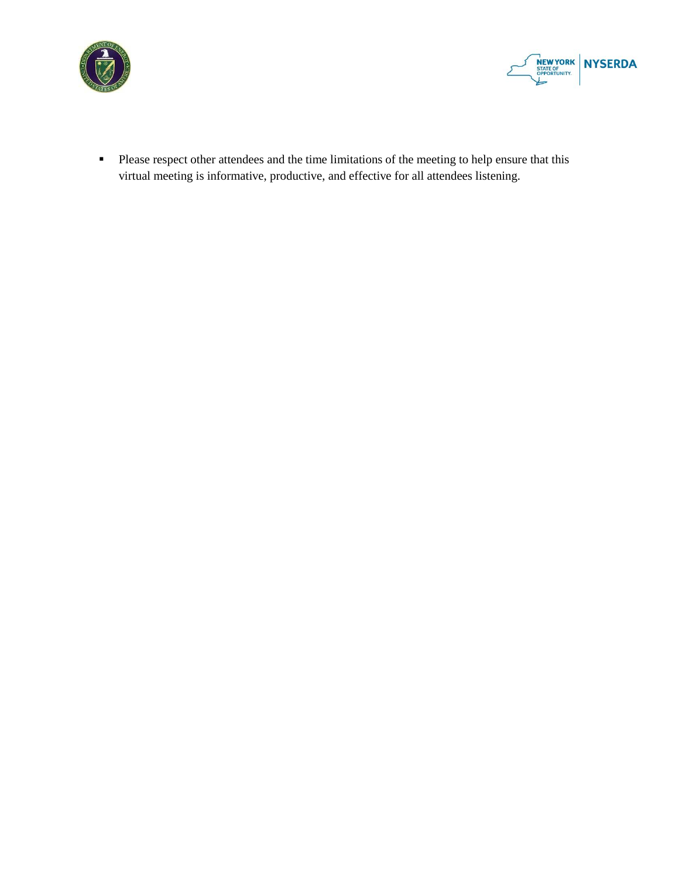- Please respect other attendees and the time limitations of the meeting to help ensure that this virtual meeting is informative, productive, and effective for all attendees listening.